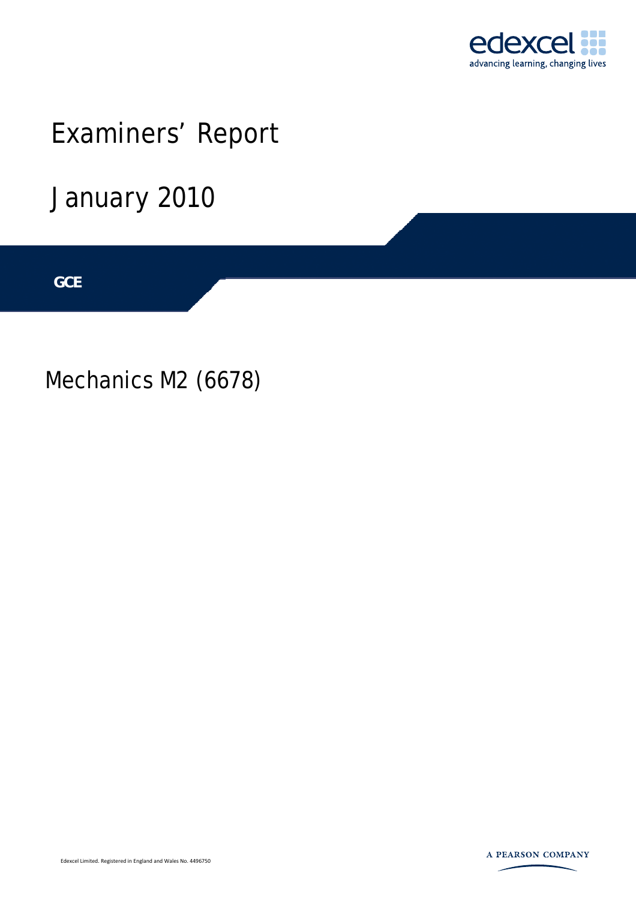edexcel
advancing learning, changing lives

# Examiners' Report

# January 2010

**GCE**

## Mechanics M2 (6678)

Edexcel Limited. Registered in England and Wales No. 4496750

A PEARSON COMPANY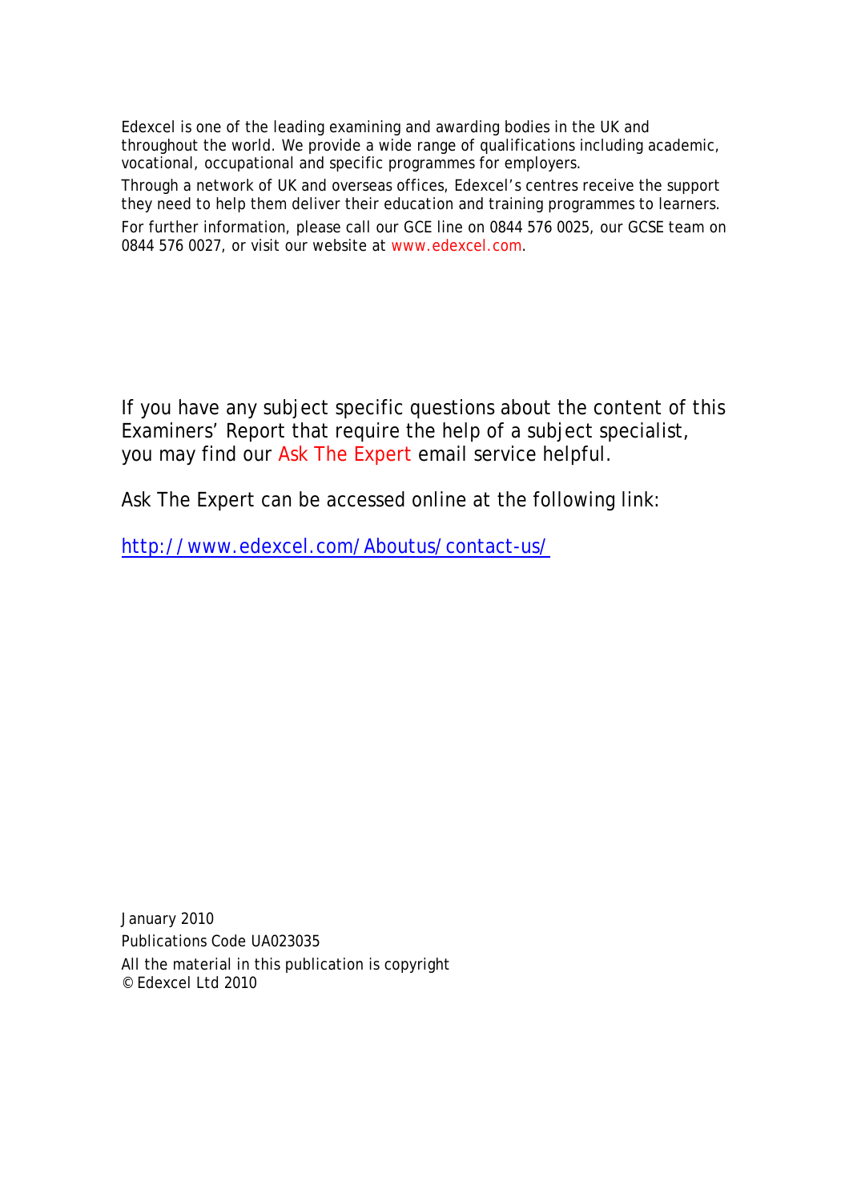Edexcel is one of the leading examining and awarding bodies in the UK and throughout the world. We provide a wide range of qualifications including academic, vocational, occupational and specific programmes for employers.

Through a network of UK and overseas offices, Edexcel's centres receive the support they need to help them deliver their education and training programmes to learners.

For further information, please call our GCE line on 0844 576 0025, our GCSE team on 0844 576 0027, or visit our website at www.edexcel.com.

If you have any subject specific questions about the content of this Examiners' Report that require the help of a subject specialist, you may find our Ask The Expert email service helpful.

Ask The Expert can be accessed online at the following link:

http://www.edexcel.com/Aboutus/contact-us/

January 2010

Publications Code UA023035

All the material in this publication is copyright
© Edexcel Ltd 2010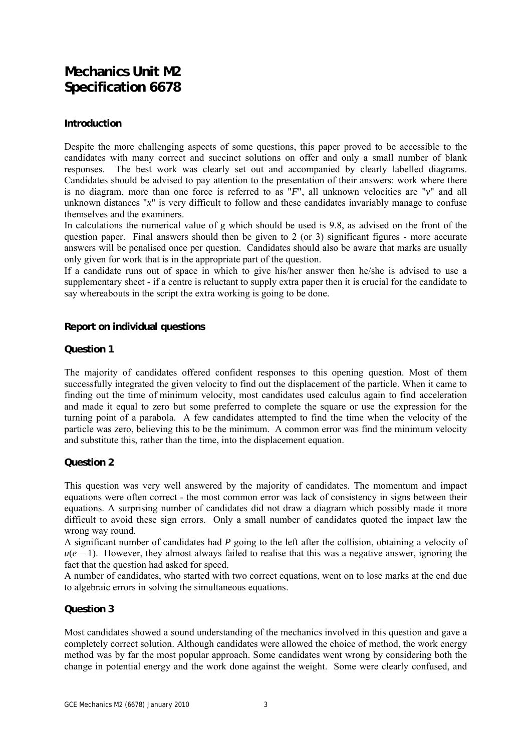# Mechanics Unit M2
# Specification 6678

### Introduction

Despite the more challenging aspects of some questions, this paper proved to be accessible to the candidates with many correct and succinct solutions on offer and only a small number of blank responses. The best work was clearly set out and accompanied by clearly labelled diagrams. Candidates should be advised to pay attention to the presentation of their answers: work where there is no diagram, more than one force is referred to as "$F$", all unknown velocities are "$v$" and all unknown distances "$x$" is very difficult to follow and these candidates invariably manage to confuse themselves and the examiners.

In calculations the numerical value of g which should be used is 9.8, as advised on the front of the question paper. Final answers should then be given to 2 (or 3) significant figures - more accurate answers will be penalised once per question. Candidates should also be aware that marks are usually only given for work that is in the appropriate part of the question.

If a candidate runs out of space in which to give his/her answer then he/she is advised to use a supplementary sheet - if a centre is reluctant to supply extra paper then it is crucial for the candidate to say whereabouts in the script the extra working is going to be done.

### Report on individual questions

### Question 1

The majority of candidates offered confident responses to this opening question. Most of them successfully integrated the given velocity to find out the displacement of the particle. When it came to finding out the time of minimum velocity, most candidates used calculus again to find acceleration and made it equal to zero but some preferred to complete the square or use the expression for the turning point of a parabola. A few candidates attempted to find the time when the velocity of the particle was zero, believing this to be the minimum. A common error was find the minimum velocity and substitute this, rather than the time, into the displacement equation.

### Question 2

This question was very well answered by the majority of candidates. The momentum and impact equations were often correct - the most common error was lack of consistency in signs between their equations. A surprising number of candidates did not draw a diagram which possibly made it more difficult to avoid these sign errors. Only a small number of candidates quoted the impact law the wrong way round.

A significant number of candidates had $P$ going to the left after the collision, obtaining a velocity of $u(e - 1)$. However, they almost always failed to realise that this was a negative answer, ignoring the fact that the question had asked for speed.

A number of candidates, who started with two correct equations, went on to lose marks at the end due to algebraic errors in solving the simultaneous equations.

### Question 3

Most candidates showed a sound understanding of the mechanics involved in this question and gave a completely correct solution. Although candidates were allowed the choice of method, the work energy method was by far the most popular approach. Some candidates went wrong by considering both the change in potential energy and the work done against the weight. Some were clearly confused, and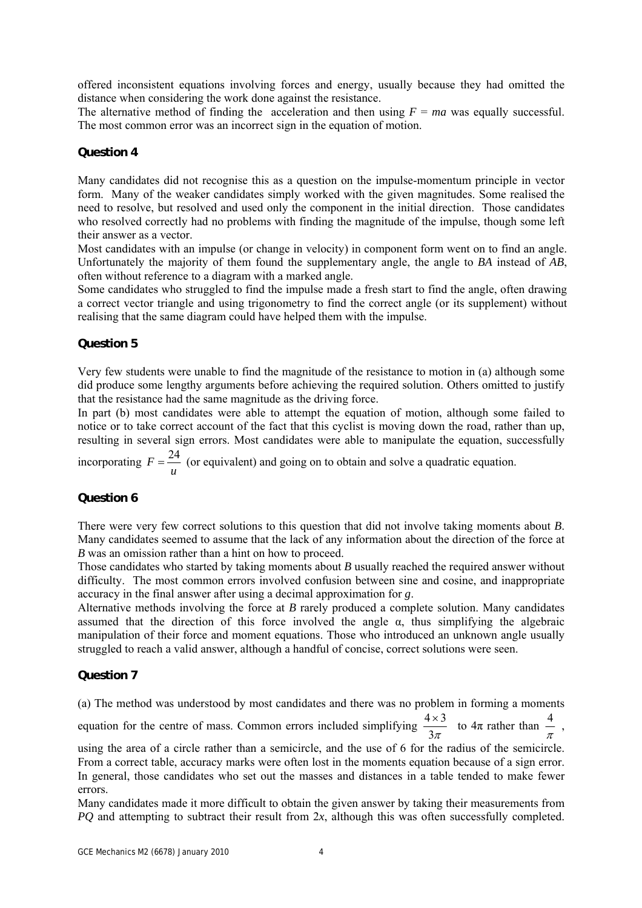offered inconsistent equations involving forces and energy, usually because they had omitted the distance when considering the work done against the resistance.
The alternative method of finding the acceleration and then using $F = ma$ was equally successful. The most common error was an incorrect sign in the equation of motion.

### Question 4

Many candidates did not recognise this as a question on the impulse-momentum principle in vector form. Many of the weaker candidates simply worked with the given magnitudes. Some realised the need to resolve, but resolved and used only the component in the initial direction. Those candidates who resolved correctly had no problems with finding the magnitude of the impulse, though some left their answer as a vector.
Most candidates with an impulse (or change in velocity) in component form went on to find an angle. Unfortunately the majority of them found the supplementary angle, the angle to *BA* instead of *AB*, often without reference to a diagram with a marked angle.
Some candidates who struggled to find the impulse made a fresh start to find the angle, often drawing a correct vector triangle and using trigonometry to find the correct angle (or its supplement) without realising that the same diagram could have helped them with the impulse.

### Question 5

Very few students were unable to find the magnitude of the resistance to motion in (a) although some did produce some lengthy arguments before achieving the required solution. Others omitted to justify that the resistance had the same magnitude as the driving force.
In part (b) most candidates were able to attempt the equation of motion, although some failed to notice or to take correct account of the fact that this cyclist is moving down the road, rather than up, resulting in several sign errors. Most candidates were able to manipulate the equation, successfully incorporating $F = \frac{24}{u}$ (or equivalent) and going on to obtain and solve a quadratic equation.

### Question 6

There were very few correct solutions to this question that did not involve taking moments about *B*. Many candidates seemed to assume that the lack of any information about the direction of the force at *B* was an omission rather than a hint on how to proceed.
Those candidates who started by taking moments about *B* usually reached the required answer without difficulty. The most common errors involved confusion between sine and cosine, and inappropriate accuracy in the final answer after using a decimal approximation for $g$.
Alternative methods involving the force at *B* rarely produced a complete solution. Many candidates assumed that the direction of this force involved the angle $\alpha$, thus simplifying the algebraic manipulation of their force and moment equations. Those who introduced an unknown angle usually struggled to reach a valid answer, although a handful of concise, correct solutions were seen.

### Question 7

(a) The method was understood by most candidates and there was no problem in forming a moments equation for the centre of mass. Common errors included simplifying $\frac{4\times 3}{3\pi}$ to $4\pi$ rather than $\frac{4}{\pi}$, using the area of a circle rather than a semicircle, and the use of 6 for the radius of the semicircle. From a correct table, accuracy marks were often lost in the moments equation because of a sign error. In general, those candidates who set out the masses and distances in a table tended to make fewer errors.
Many candidates made it more difficult to obtain the given answer by taking their measurements from *PQ* and attempting to subtract their result from $2x$, although this was often successfully completed.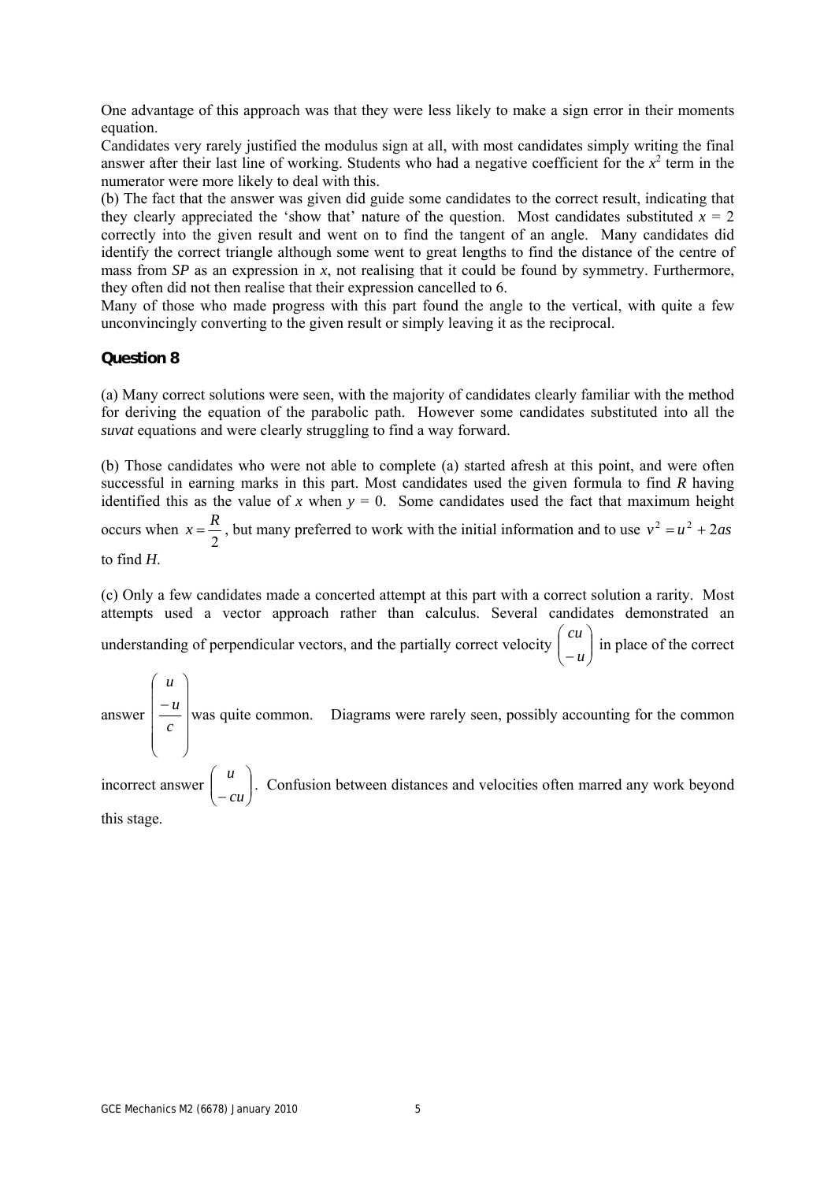One advantage of this approach was that they were less likely to make a sign error in their moments equation.

Candidates very rarely justified the modulus sign at all, with most candidates simply writing the final answer after their last line of working. Students who had a negative coefficient for the $x^2$ term in the numerator were more likely to deal with this.

(b) The fact that the answer was given did guide some candidates to the correct result, indicating that they clearly appreciated the 'show that' nature of the question. Most candidates substituted $x = 2$ correctly into the given result and went on to find the tangent of an angle. Many candidates did identify the correct triangle although some went to great lengths to find the distance of the centre of mass from *SP* as an expression in *x*, not realising that it could be found by symmetry. Furthermore, they often did not then realise that their expression cancelled to 6.

Many of those who made progress with this part found the angle to the vertical, with quite a few unconvincingly converting to the given result or simply leaving it as the reciprocal.

### Question 8

(a) Many correct solutions were seen, with the majority of candidates clearly familiar with the method for deriving the equation of the parabolic path. However some candidates substituted into all the *suvat* equations and were clearly struggling to find a way forward.

(b) Those candidates who were not able to complete (a) started afresh at this point, and were often successful in earning marks in this part. Most candidates used the given formula to find *R* having identified this as the value of *x* when $y = 0$. Some candidates used the fact that maximum height occurs when $x = \frac{R}{2}$, but many preferred to work with the initial information and to use $v^2 = u^2 + 2as$ to find *H*.

(c) Only a few candidates made a concerted attempt at this part with a correct solution a rarity. Most attempts used a vector approach rather than calculus. Several candidates demonstrated an understanding of perpendicular vectors, and the partially correct velocity $\begin{pmatrix} cu \\ -u \end{pmatrix}$ in place of the correct answer $\begin{pmatrix} u \\ \frac{-u}{c} \end{pmatrix}$ was quite common. Diagrams were rarely seen, possibly accounting for the common incorrect answer $\begin{pmatrix} u \\ -cu \end{pmatrix}$. Confusion between distances and velocities often marred any work beyond this stage.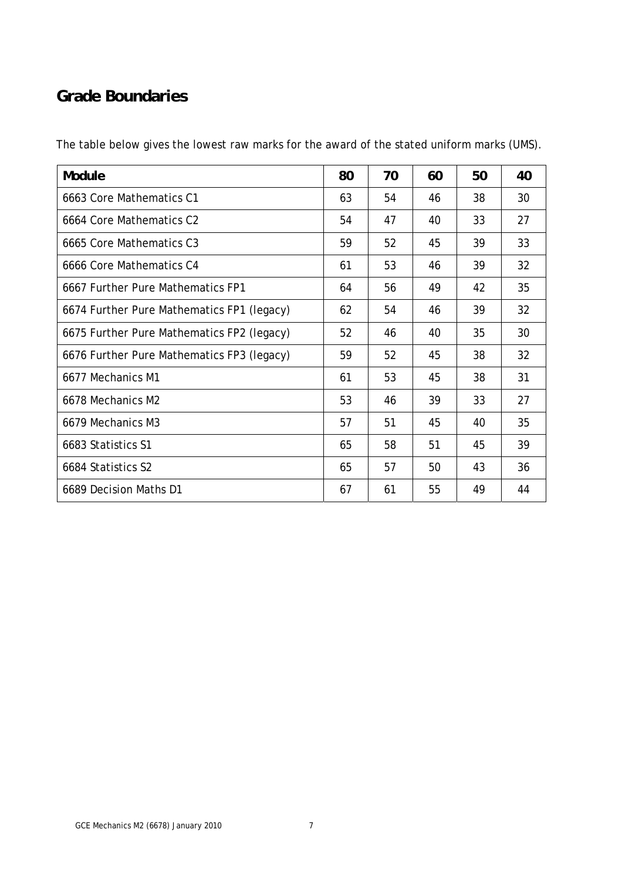## Grade Boundaries

The table below gives the lowest raw marks for the award of the stated uniform marks (UMS).

| Module | 80 | 70 | 60 | 50 | 40 |
| --- | --- | --- | --- | --- | --- |
| 6663 Core Mathematics C1 | 63 | 54 | 46 | 38 | 30 |
| 6664 Core Mathematics C2 | 54 | 47 | 40 | 33 | 27 |
| 6665 Core Mathematics C3 | 59 | 52 | 45 | 39 | 33 |
| 6666 Core Mathematics C4 | 61 | 53 | 46 | 39 | 32 |
| 6667 Further Pure Mathematics FP1 | 64 | 56 | 49 | 42 | 35 |
| 6674 Further Pure Mathematics FP1 (legacy) | 62 | 54 | 46 | 39 | 32 |
| 6675 Further Pure Mathematics FP2 (legacy) | 52 | 46 | 40 | 35 | 30 |
| 6676 Further Pure Mathematics FP3 (legacy) | 59 | 52 | 45 | 38 | 32 |
| 6677 Mechanics M1 | 61 | 53 | 45 | 38 | 31 |
| 6678 Mechanics M2 | 53 | 46 | 39 | 33 | 27 |
| 6679 Mechanics M3 | 57 | 51 | 45 | 40 | 35 |
| 6683 Statistics S1 | 65 | 58 | 51 | 45 | 39 |
| 6684 Statistics S2 | 65 | 57 | 50 | 43 | 36 |
| 6689 Decision Maths D1 | 67 | 61 | 55 | 49 | 44 |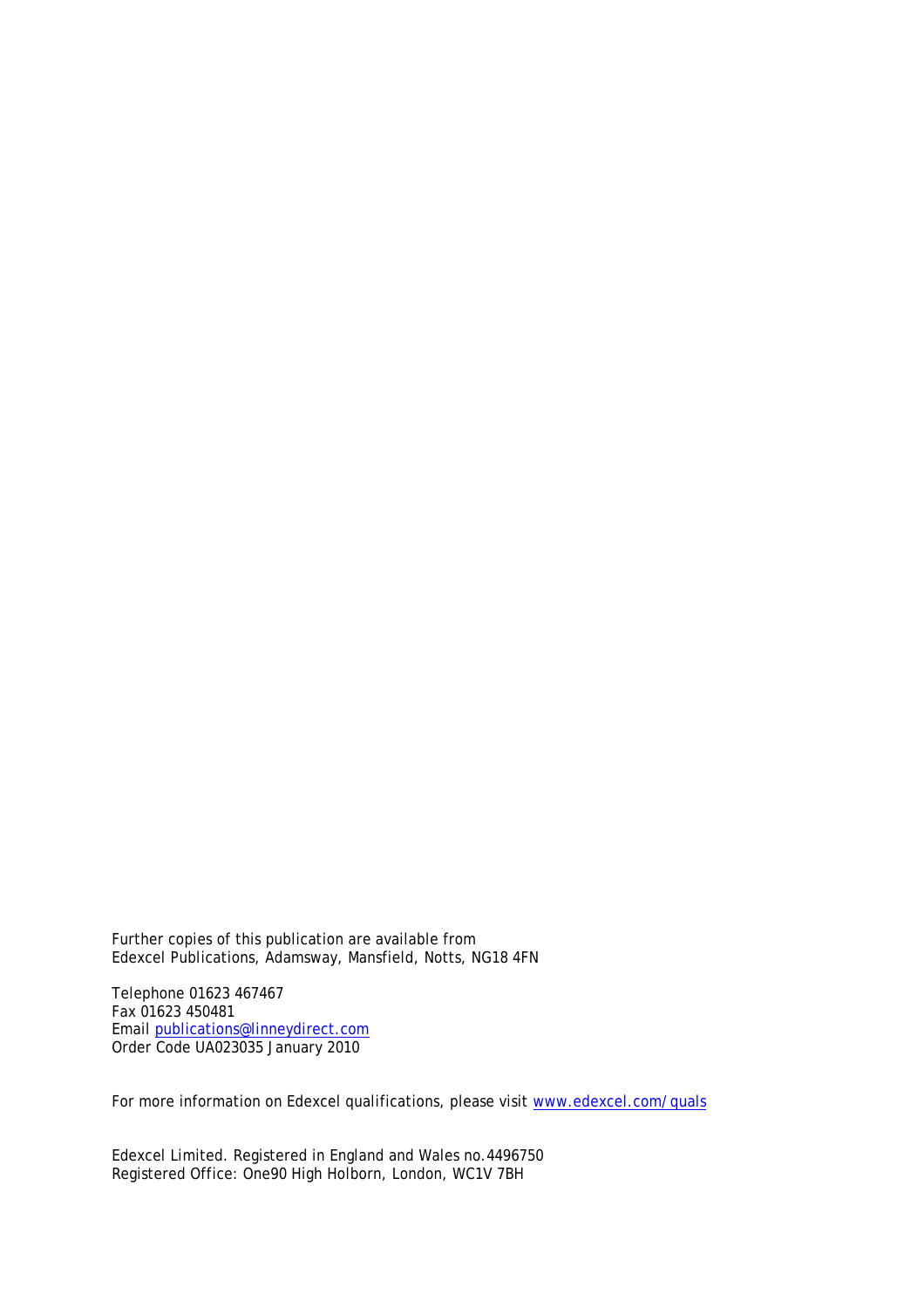Further copies of this publication are available from
Edexcel Publications, Adamsway, Mansfield, Notts, NG18 4FN

Telephone 01623 467467
Fax 01623 450481
Email publications@linneydirect.com
Order Code UA023035 January 2010

For more information on Edexcel qualifications, please visit www.edexcel.com/quals

Edexcel Limited. Registered in England and Wales no.4496750
Registered Office: One90 High Holborn, London, WC1V 7BH